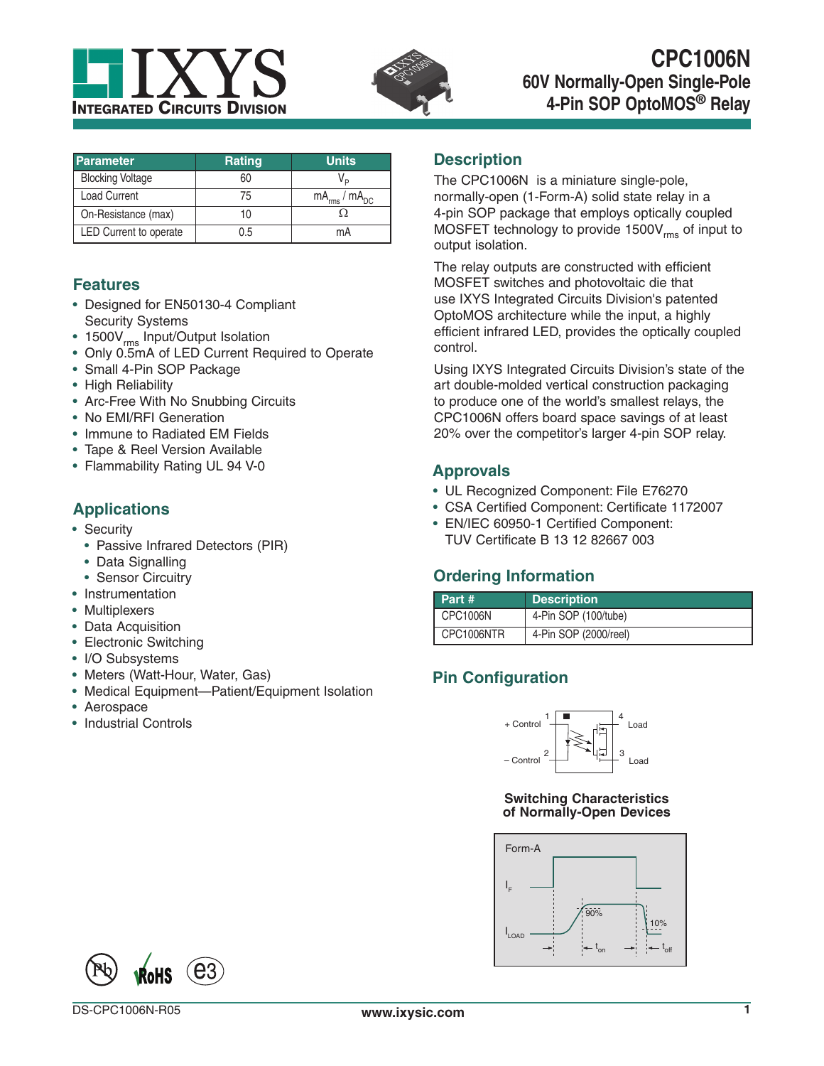# CPC1006N

## 60V Normally-Open Single-Pole 4-Pin SOP OptoMOS® Relay

| Parameter | Rating | Units |
|---|---|---|
| Blocking Voltage | 60 | $V_P$ |
| Load Current | 75 | $mA_{rms}$ / $mA_{DC}$ |
| On-Resistance (max) | 10 | Ω |
| LED Current to operate | 0.5 | mA |

## Features

- Designed for EN50130-4 Compliant Security Systems
- $1500V_{rms}$ Input/Output Isolation
- Only 0.5mA of LED Current Required to Operate
- Small 4-Pin SOP Package
- High Reliability
- Arc-Free With No Snubbing Circuits
- No EMI/RFI Generation
- Immune to Radiated EM Fields
- Tape & Reel Version Available
- Flammability Rating UL 94 V-0

## Applications

- Security
  - Passive Infrared Detectors (PIR)
  - Data Signalling
  - Sensor Circuitry
- Instrumentation
- Multiplexers
- Data Acquisition
- Electronic Switching
- I/O Subsystems
- Meters (Watt-Hour, Water, Gas)
- Medical Equipment—Patient/Equipment Isolation
- Aerospace
- Industrial Controls

## Description

The CPC1006N is a miniature single-pole, normally-open (1-Form-A) solid state relay in a 4-pin SOP package that employs optically coupled MOSFET technology to provide $1500V_{rms}$ of input to output isolation.

The relay outputs are constructed with efficient MOSFET switches and photovoltaic die that use IXYS Integrated Circuits Division's patented OptoMOS architecture while the input, a highly efficient infrared LED, provides the optically coupled control.

Using IXYS Integrated Circuits Division's state of the art double-molded vertical construction packaging to produce one of the world's smallest relays, the CPC1006N offers board space savings of at least 20% over the competitor's larger 4-pin SOP relay.

## Approvals

- UL Recognized Component: File E76270
- CSA Certified Component: Certificate 1172007
- EN/IEC 60950-1 Certified Component: TUV Certificate B 13 12 82667 003

## Ordering Information

| Part # | Description |
|---|---|
| CPC1006N | 4-Pin SOP (100/tube) |
| CPC1006NTR | 4-Pin SOP (2000/reel) |

## Pin Configuration

1 + Control, 2 – Control, 3 Load, 4 Load

### Switching Characteristics of Normally-Open Devices

Form-A: $I_F$, $I_{LOAD}$, 90%, 10%, $t_{on}$, $t_{off}$

DS-CPC1006N-R05 www.ixysic.com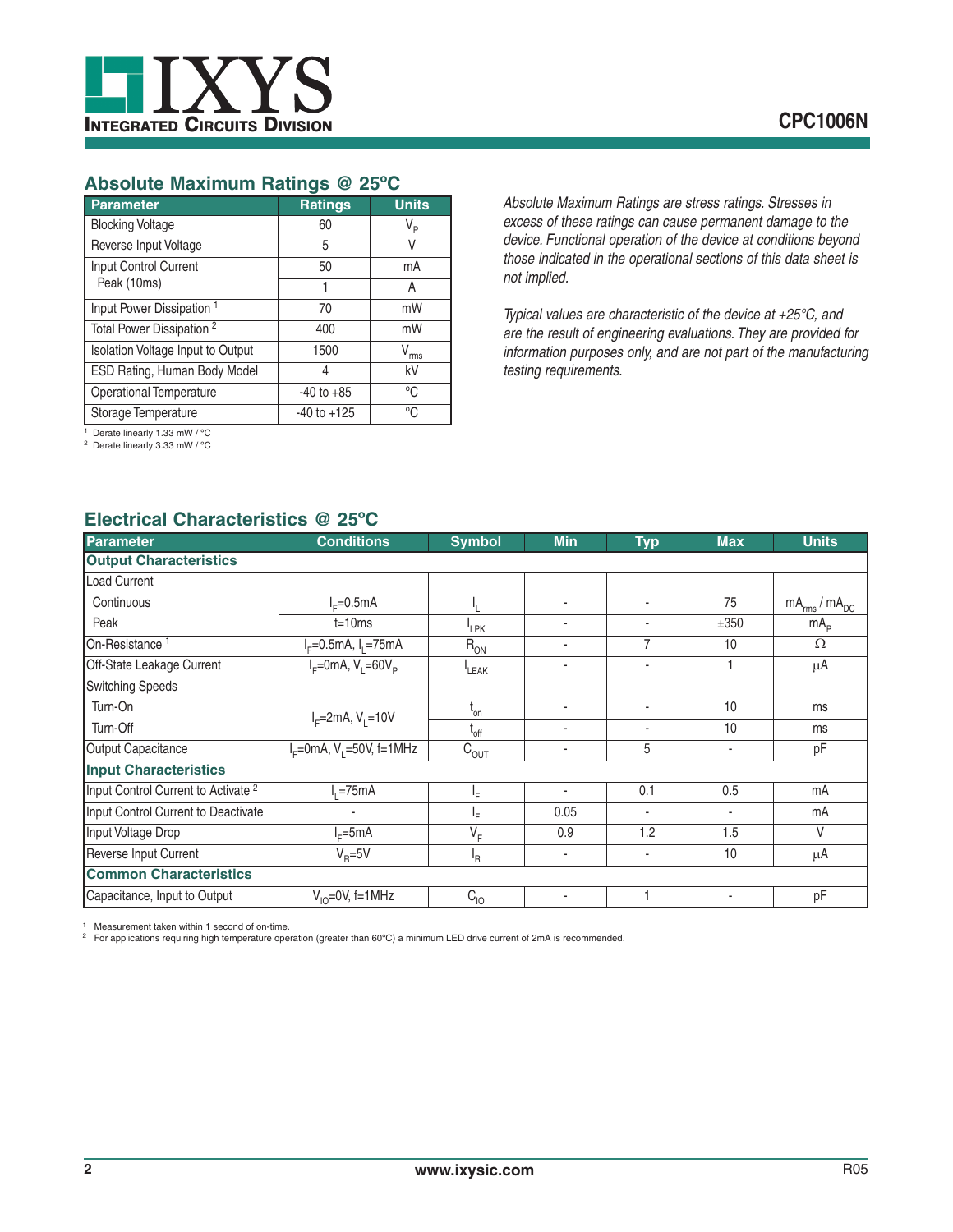## Absolute Maximum Ratings @ 25ºC

| Parameter | Ratings | Units |
|---|---|---|
| Blocking Voltage | 60 | $V_P$ |
| Reverse Input Voltage | 5 | V |
| Input Control Current | 50 | mA |
| Peak (10ms) | 1 | A |
| Input Power Dissipation [1] | 70 | mW |
| Total Power Dissipation [2] | 400 | mW |
| Isolation Voltage Input to Output | 1500 | $V_{rms}$ |
| ESD Rating, Human Body Model | 4 | kV |
| Operational Temperature | -40 to +85 | °C |
| Storage Temperature | -40 to +125 | °C |

[1] Derate linearly 1.33 mW / °C
[2] Derate linearly 3.33 mW / °C

*Absolute Maximum Ratings are stress ratings. Stresses in excess of these ratings can cause permanent damage to the device. Functional operation of the device at conditions beyond those indicated in the operational sections of this data sheet is not implied.*

*Typical values are characteristic of the device at +25°C, and are the result of engineering evaluations. They are provided for information purposes only, and are not part of the manufacturing testing requirements.*

## Electrical Characteristics @ 25ºC

| Parameter | Conditions | Symbol | Min | Typ | Max | Units |
|---|---|---|---|---|---|---|
| **Output Characteristics** | | | | | | |
| Load Current | | | | | | |
| Continuous | $I_F$=0.5mA | $I_L$ | - | - | 75 | $mA_{rms}$ / $mA_{DC}$ |
| Peak | t=10ms | $I_{LPK}$ | - | - | ±350 | $mA_P$ |
| On-Resistance [1] | $I_F$=0.5mA, $I_L$=75mA | $R_{ON}$ | - | 7 | 10 | Ω |
| Off-State Leakage Current | $I_F$=0mA, $V_L$=60$V_P$ | $I_{LEAK}$ | - | - | 1 | μA |
| Switching Speeds | | | | | | |
| Turn-On | $I_F$=2mA, $V_L$=10V | $t_{on}$ | - | - | 10 | ms |
| Turn-Off | $I_F$=2mA, $V_L$=10V | $t_{off}$ | - | - | 10 | ms |
| Output Capacitance | $I_F$=0mA, $V_L$=50V, f=1MHz | $C_{OUT}$ | - | 5 | - | pF |
| **Input Characteristics** | | | | | | |
| Input Control Current to Activate [2] | $I_L$=75mA | $I_F$ | - | 0.1 | 0.5 | mA |
| Input Control Current to Deactivate | - | $I_F$ | 0.05 | - | - | mA |
| Input Voltage Drop | $I_F$=5mA | $V_F$ | 0.9 | 1.2 | 1.5 | V |
| Reverse Input Current | $V_R$=5V | $I_R$ | - | - | 10 | μA |
| **Common Characteristics** | | | | | | |
| Capacitance, Input to Output | $V_{IO}$=0V, f=1MHz | $C_{IO}$ | - | 1 | - | pF |

[1] Measurement taken within 1 second of on-time.
[2] For applications requiring high temperature operation (greater than 60ºC) a minimum LED drive current of 2mA is recommended.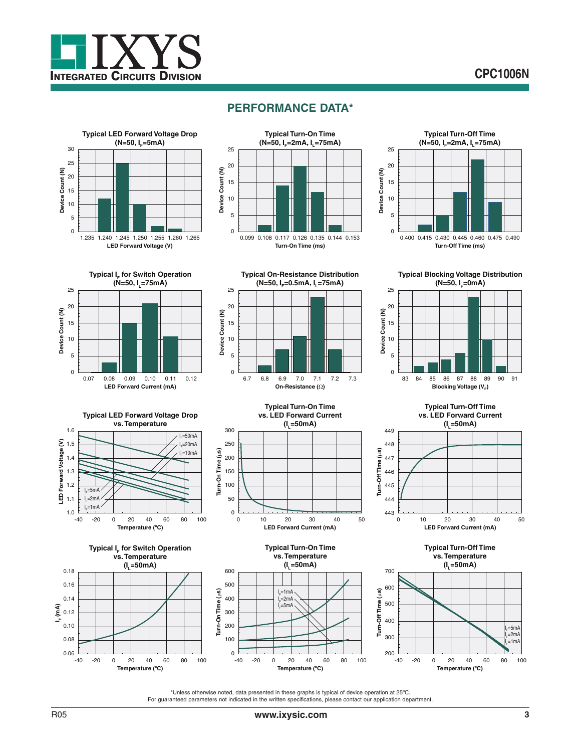## PERFORMANCE DATA*

**Typical LED Forward Voltage Drop (N=50, $I_F$=5mA)**

**Typical Turn-On Time (N=50, $I_F$=2mA, $I_L$=75mA)**

**Typical Turn-Off Time (N=50, $I_F$=2mA, $I_L$=75mA)**

**Typical $I_F$ for Switch Operation (N=50, $I_L$=75mA)**

**Typical On-Resistance Distribution (N=50, $I_F$=0.5mA, $I_L$=75mA)**

**Typical Blocking Voltage Distribution (N=50, $I_F$=0mA)**

**Typical LED Forward Voltage Drop vs. Temperature**

**Typical Turn-On Time vs. LED Forward Current ($I_L$=50mA)**

**Typical Turn-Off Time vs. LED Forward Current ($I_L$=50mA)**

**Typical $I_F$ for Switch Operation vs. Temperature ($I_L$=50mA)**

**Typical Turn-On Time vs. Temperature ($I_L$=50mA)**

**Typical Turn-Off Time vs. Temperature ($I_L$=50mA)**

*Unless otherwise noted, data presented in these graphs is typical of device operation at 25ºC.
For guaranteed parameters not indicated in the written specifications, please contact our application department.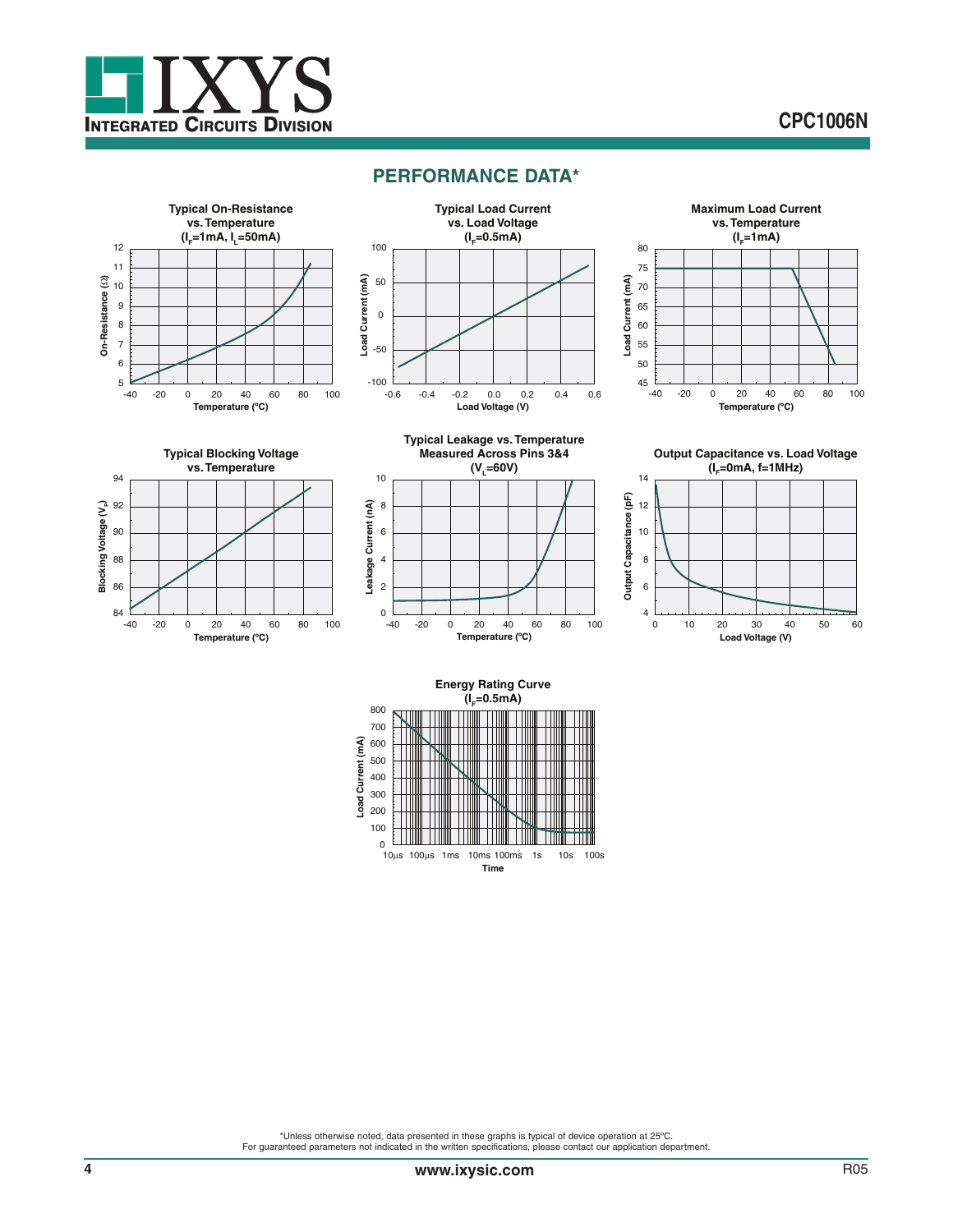## PERFORMANCE DATA*

**Typical On-Resistance vs. Temperature ($I_F$=1mA, $I_L$=50mA)**

**Typical Load Current vs. Load Voltage ($I_F$=0.5mA)**

**Maximum Load Current vs. Temperature ($I_F$=1mA)**

**Typical Blocking Voltage vs. Temperature**

**Typical Leakage vs. Temperature Measured Across Pins 3&4 ($V_L$=60V)**

**Output Capacitance vs. Load Voltage ($I_F$=0mA, f=1MHz)**

**Energy Rating Curve ($I_F$=0.5mA)**

*Unless otherwise noted, data presented in these graphs is typical of device operation at 25ºC.
For guaranteed parameters not indicated in the written specifications, please contact our application department.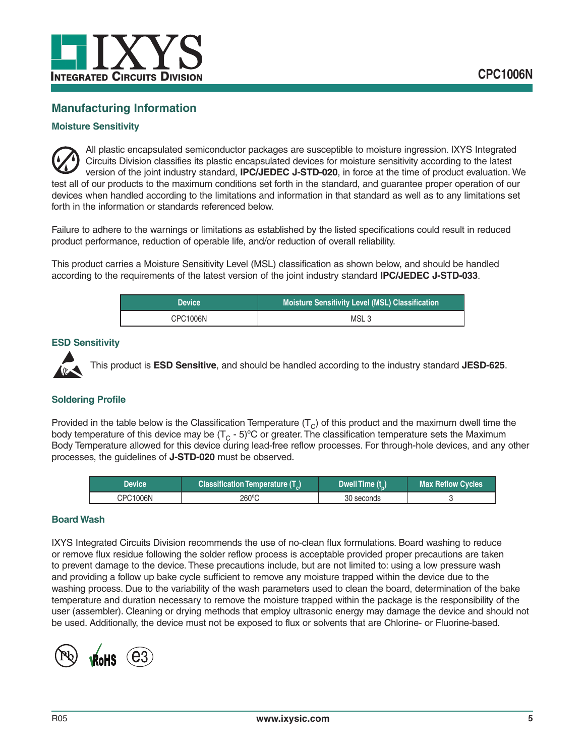## Manufacturing Information

### Moisture Sensitivity

All plastic encapsulated semiconductor packages are susceptible to moisture ingression. IXYS Integrated Circuits Division classifies its plastic encapsulated devices for moisture sensitivity according to the latest version of the joint industry standard, **IPC/JEDEC J-STD-020**, in force at the time of product evaluation. We test all of our products to the maximum conditions set forth in the standard, and guarantee proper operation of our devices when handled according to the limitations and information in that standard as well as to any limitations set forth in the information or standards referenced below.

Failure to adhere to the warnings or limitations as established by the listed specifications could result in reduced product performance, reduction of operable life, and/or reduction of overall reliability.

This product carries a Moisture Sensitivity Level (MSL) classification as shown below, and should be handled according to the requirements of the latest version of the joint industry standard **IPC/JEDEC J-STD-033**.

| Device | Moisture Sensitivity Level (MSL) Classification |
|---|---|
| CPC1006N | MSL 3 |

### ESD Sensitivity

This product is **ESD Sensitive**, and should be handled according to the industry standard **JESD-625**.

### Soldering Profile

Provided in the table below is the Classification Temperature ($T_C$) of this product and the maximum dwell time the body temperature of this device may be ($T_C$ - 5)ºC or greater. The classification temperature sets the Maximum Body Temperature allowed for this device during lead-free reflow processes. For through-hole devices, and any other processes, the guidelines of **J-STD-020** must be observed.

| Device | Classification Temperature ($T_c$) | Dwell Time ($t_p$) | Max Reflow Cycles |
|---|---|---|---|
| CPC1006N | 260ºC | 30 seconds | 3 |

### Board Wash

IXYS Integrated Circuits Division recommends the use of no-clean flux formulations. Board washing to reduce or remove flux residue following the solder reflow process is acceptable provided proper precautions are taken to prevent damage to the device. These precautions include, but are not limited to: using a low pressure wash and providing a follow up bake cycle sufficient to remove any moisture trapped within the device due to the washing process. Due to the variability of the wash parameters used to clean the board, determination of the bake temperature and duration necessary to remove the moisture trapped within the package is the responsibility of the user (assembler). Cleaning or drying methods that employ ultrasonic energy may damage the device and should not be used. Additionally, the device must not be exposed to flux or solvents that are Chlorine- or Fluorine-based.

Pb RoHS e3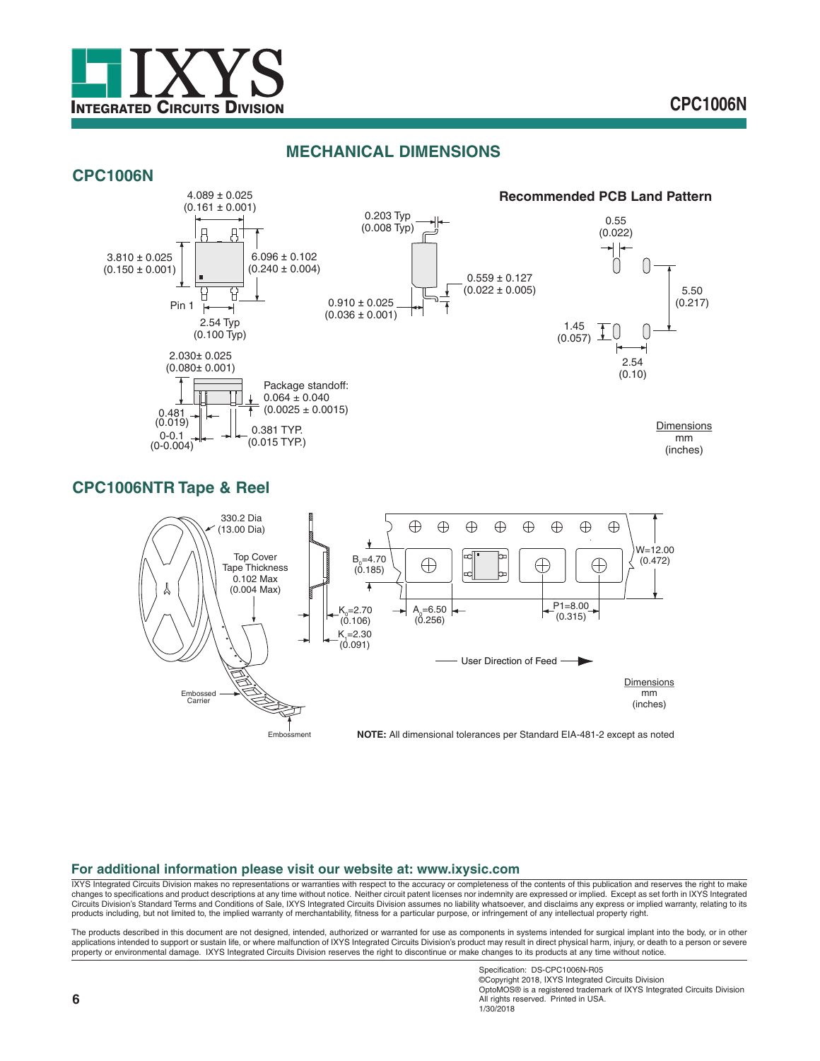## MECHANICAL DIMENSIONS

### CPC1006N

4.089 ± 0.025
(0.161 ± 0.001)

3.810 ± 0.025
(0.150 ± 0.001)

6.096 ± 0.102
(0.240 ± 0.004)

Pin 1

2.54 Typ
(0.100 Typ)

0.203 Typ
(0.008 Typ)

0.559 ± 0.127
(0.022 ± 0.005)

0.910 ± 0.025
(0.036 ± 0.001)

2.030± 0.025
(0.080± 0.001)

Package standoff:
0.064 ± 0.040
(0.0025 ± 0.0015)

0.481
(0.019)

0-0.1
(0-0.004)

0.381 TYP.
(0.015 TYP.)

**Recommended PCB Land Pattern**

0.55
(0.022)

5.50
(0.217)

1.45
(0.057)

2.54
(0.10)

Dimensions
mm
(inches)

### CPC1006NTR Tape & Reel

330.2 Dia
(13.00 Dia)

Top Cover
Tape Thickness
0.102 Max
(0.004 Max)

$B_0$=4.70
(0.185)

W=12.00
(0.472)

$K_0$=2.70
(0.106)

$K_1$=2.30
(0.091)

$A_0$=6.50
(0.256)

P1=8.00
(0.315)

User Direction of Feed

Embossed
Carrier

Embossment

Dimensions
mm
(inches)

**NOTE:** All dimensional tolerances per Standard EIA-481-2 except as noted

**For additional information please visit our website at: www.ixysic.com**

IXYS Integrated Circuits Division makes no representations or warranties with respect to the accuracy or completeness of the contents of this publication and reserves the right to make changes to specifications and product descriptions at any time without notice. Neither circuit patent licenses nor indemnity are expressed or implied. Except as set forth in IXYS Integrated Circuits Division's Standard Terms and Conditions of Sale, IXYS Integrated Circuits Division assumes no liability whatsoever, and disclaims any express or implied warranty, relating to its products including, but not limited to, the implied warranty of merchantability, fitness for a particular purpose, or infringement of any intellectual property right.

The products described in this document are not designed, intended, authorized or warranted for use as components in systems intended for surgical implant into the body, or in other applications intended to support or sustain life, or where malfunction of IXYS Integrated Circuits Division's product may result in direct physical harm, injury, or death to a person or severe property or environmental damage. IXYS Integrated Circuits Division reserves the right to discontinue or make changes to its products at any time without notice.

Specification: DS-CPC1006N-R05
©Copyright 2018, IXYS Integrated Circuits Division
OptoMOS® is a registered trademark of IXYS Integrated Circuits Division
All rights reserved. Printed in USA.
1/30/2018